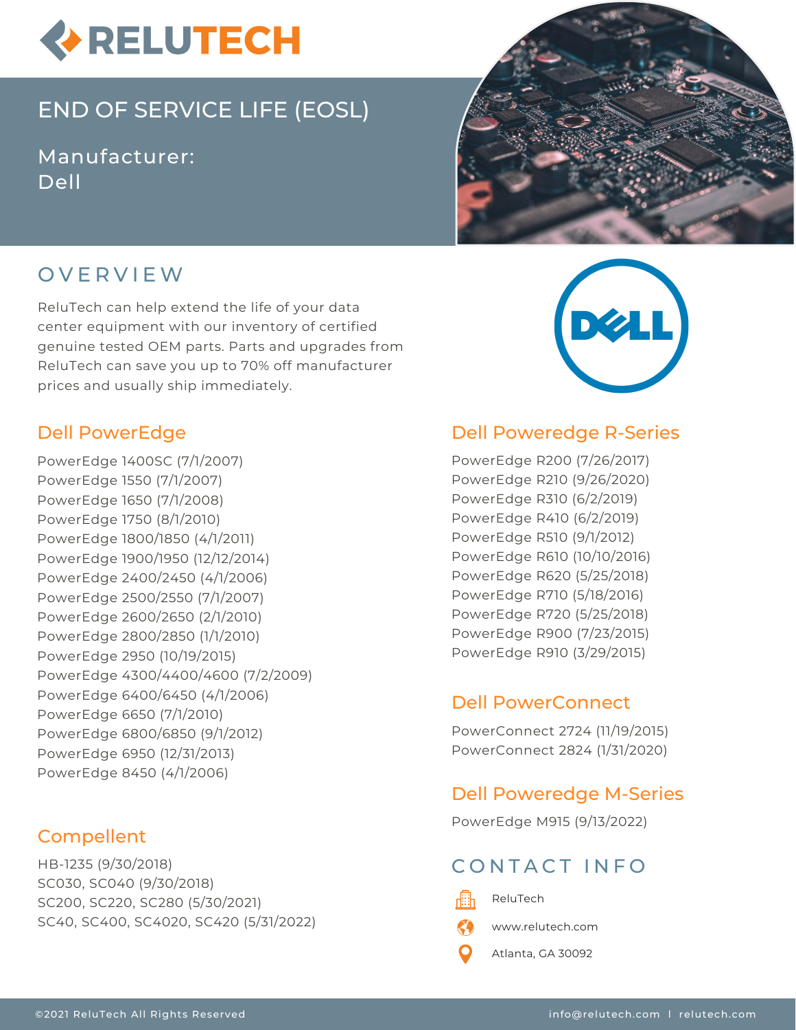# RELUTECH

## END OF SERVICE LIFE (EOSL)

Manufacturer:
Dell

## OVERVIEW

ReluTech can help extend the life of your data center equipment with our inventory of certified genuine tested OEM parts. Parts and upgrades from ReluTech can save you up to 70% off manufacturer prices and usually ship immediately.

### Dell PowerEdge

PowerEdge 1400SC (7/1/2007)
PowerEdge 1550 (7/1/2007)
PowerEdge 1650 (7/1/2008)
PowerEdge 1750 (8/1/2010)
PowerEdge 1800/1850 (4/1/2011)
PowerEdge 1900/1950 (12/12/2014)
PowerEdge 2400/2450 (4/1/2006)
PowerEdge 2500/2550 (7/1/2007)
PowerEdge 2600/2650 (2/1/2010)
PowerEdge 2800/2850 (1/1/2010)
PowerEdge 2950 (10/19/2015)
PowerEdge 4300/4400/4600 (7/2/2009)
PowerEdge 6400/6450 (4/1/2006)
PowerEdge 6650 (7/1/2010)
PowerEdge 6800/6850 (9/1/2012)
PowerEdge 6950 (12/31/2013)
PowerEdge 8450 (4/1/2006)

### Compellent

HB-1235 (9/30/2018)
SC030, SC040 (9/30/2018)
SC200, SC220, SC280 (5/30/2021)
SC40, SC400, SC4020, SC420 (5/31/2022)

### Dell Poweredge R-Series

PowerEdge R200 (7/26/2017)
PowerEdge R210 (9/26/2020)
PowerEdge R310 (6/2/2019)
PowerEdge R410 (6/2/2019)
PowerEdge R510 (9/1/2012)
PowerEdge R610 (10/10/2016)
PowerEdge R620 (5/25/2018)
PowerEdge R710 (5/18/2016)
PowerEdge R720 (5/25/2018)
PowerEdge R900 (7/23/2015)
PowerEdge R910 (3/29/2015)

### Dell PowerConnect

PowerConnect 2724 (11/19/2015)
PowerConnect 2824 (1/31/2020)

### Dell Poweredge M-Series

PowerEdge M915 (9/13/2022)

## CONTACT INFO

ReluTech
www.relutech.com
Atlanta, GA 30092

©2021 ReluTech All Rights Reserved | info@relutech.com | relutech.com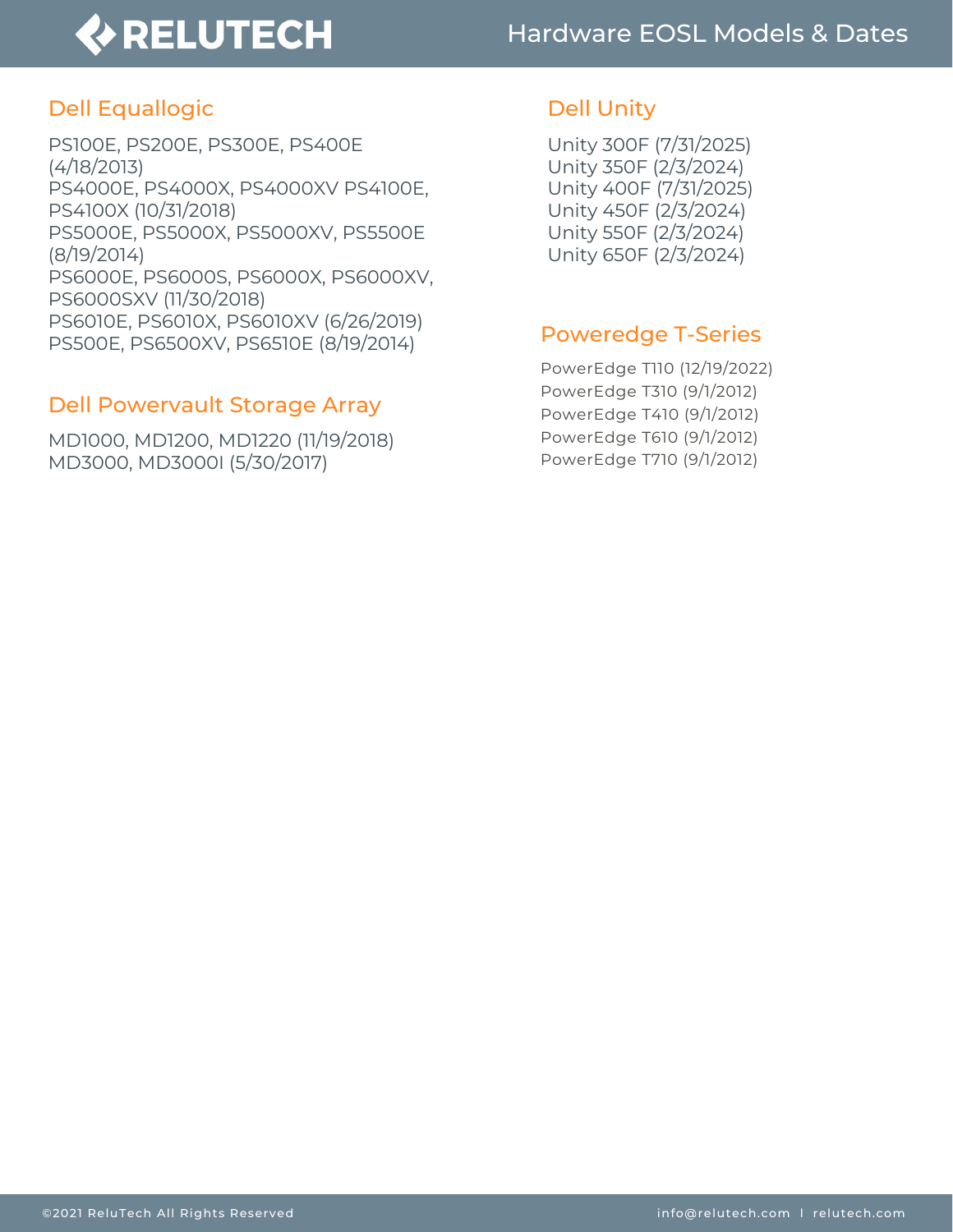## Dell Equallogic

PS100E, PS200E, PS300E, PS400E (4/18/2013)
PS4000E, PS4000X, PS4000XV PS4100E, PS4100X (10/31/2018)
PS5000E, PS5000X, PS5000XV, PS5500E (8/19/2014)
PS6000E, PS6000S, PS6000X, PS6000XV, PS6000SXV (11/30/2018)
PS6010E, PS6010X, PS6010XV (6/26/2019)
PS500E, PS6500XV, PS6510E (8/19/2014)

## Dell Powervault Storage Array

MD1000, MD1200, MD1220 (11/19/2018)
MD3000, MD3000I (5/30/2017)

## Dell Unity

Unity 300F (7/31/2025)
Unity 350F (2/3/2024)
Unity 400F (7/31/2025)
Unity 450F (2/3/2024)
Unity 550F (2/3/2024)
Unity 650F (2/3/2024)

## Poweredge T-Series

PowerEdge T110 (12/19/2022)
PowerEdge T310 (9/1/2012)
PowerEdge T410 (9/1/2012)
PowerEdge T610 (9/1/2012)
PowerEdge T710 (9/1/2012)